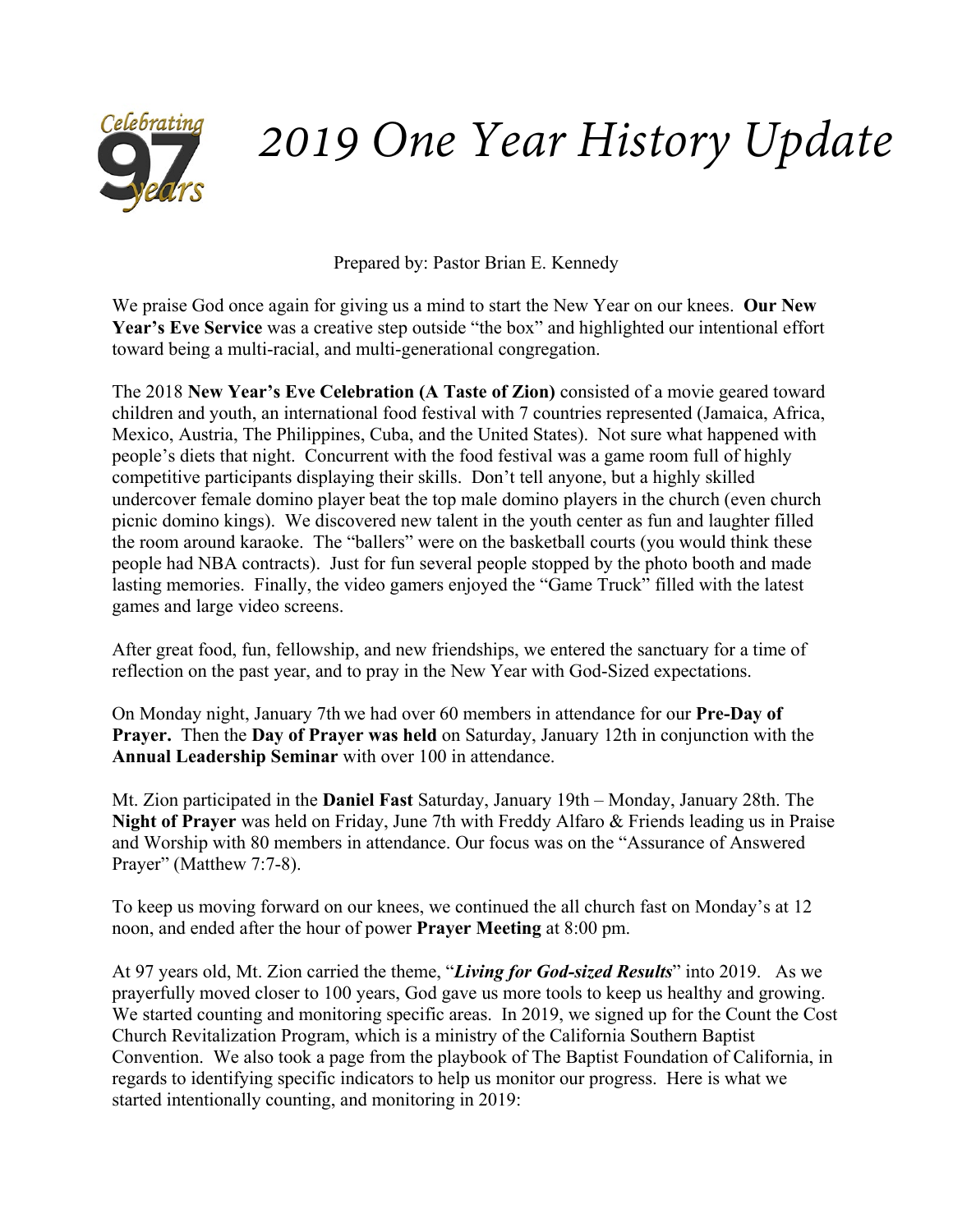# 2019 One Year History Update

Celebrating 97 years

Prepared by: Pastor Brian E. Kennedy

We praise God once again for giving us a mind to start the New Year on our knees. **Our New Year's Eve Service** was a creative step outside "the box" and highlighted our intentional effort toward being a multi-racial, and multi-generational congregation.

The 2018 **New Year's Eve Celebration (A Taste of Zion)** consisted of a movie geared toward children and youth, an international food festival with 7 countries represented (Jamaica, Africa, Mexico, Austria, The Philippines, Cuba, and the United States). Not sure what happened with people's diets that night. Concurrent with the food festival was a game room full of highly competitive participants displaying their skills. Don't tell anyone, but a highly skilled undercover female domino player beat the top male domino players in the church (even church picnic domino kings). We discovered new talent in the youth center as fun and laughter filled the room around karaoke. The "ballers" were on the basketball courts (you would think these people had NBA contracts). Just for fun several people stopped by the photo booth and made lasting memories. Finally, the video gamers enjoyed the "Game Truck" filled with the latest games and large video screens.

After great food, fun, fellowship, and new friendships, we entered the sanctuary for a time of reflection on the past year, and to pray in the New Year with God-Sized expectations.

On Monday night, January 7th we had over 60 members in attendance for our **Pre-Day of Prayer.** Then the **Day of Prayer was held** on Saturday, January 12th in conjunction with the **Annual Leadership Seminar** with over 100 in attendance.

Mt. Zion participated in the **Daniel Fast** Saturday, January 19th – Monday, January 28th. The **Night of Prayer** was held on Friday, June 7th with Freddy Alfaro & Friends leading us in Praise and Worship with 80 members in attendance. Our focus was on the "Assurance of Answered Prayer" (Matthew 7:7-8).

To keep us moving forward on our knees, we continued the all church fast on Monday's at 12 noon, and ended after the hour of power **Prayer Meeting** at 8:00 pm.

At 97 years old, Mt. Zion carried the theme, "***Living for God-sized Results***" into 2019. As we prayerfully moved closer to 100 years, God gave us more tools to keep us healthy and growing. We started counting and monitoring specific areas. In 2019, we signed up for the Count the Cost Church Revitalization Program, which is a ministry of the California Southern Baptist Convention. We also took a page from the playbook of The Baptist Foundation of California, in regards to identifying specific indicators to help us monitor our progress. Here is what we started intentionally counting, and monitoring in 2019: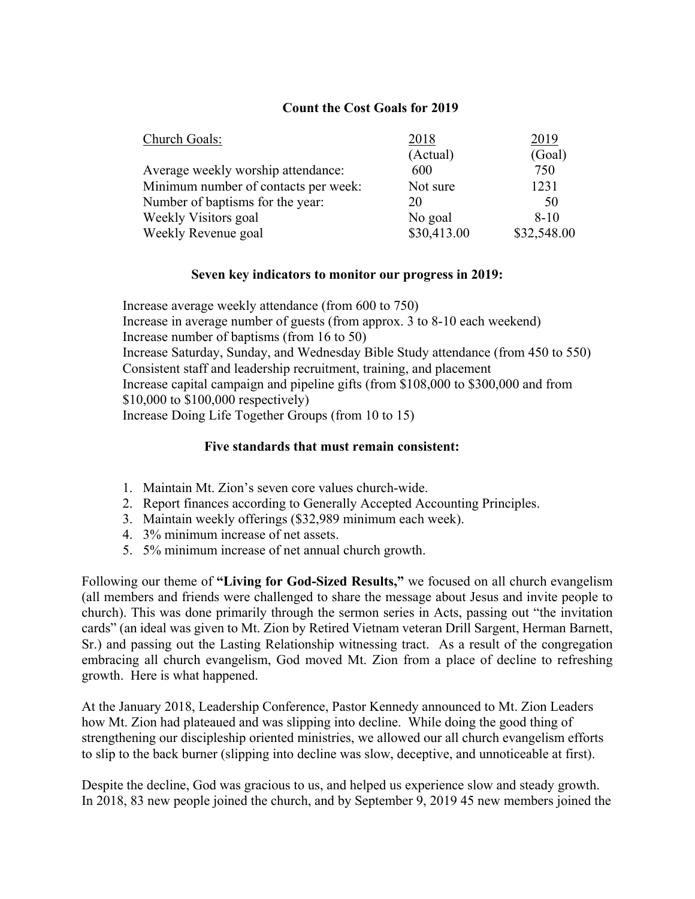## Count the Cost Goals for 2019

| Church Goals: | 2018 (Actual) | 2019 (Goal) |
|---|---|---|
| Average weekly worship attendance: | 600 | 750 |
| Minimum number of contacts per week: | Not sure | 1231 |
| Number of baptisms for the year: | 20 | 50 |
| Weekly Visitors goal | No goal | 8-10 |
| Weekly Revenue goal | $30,413.00 | $32,548.00 |

### Seven key indicators to monitor our progress in 2019:

Increase average weekly attendance (from 600 to 750)
Increase in average number of guests (from approx. 3 to 8-10 each weekend)
Increase number of baptisms (from 16 to 50)
Increase Saturday, Sunday, and Wednesday Bible Study attendance (from 450 to 550)
Consistent staff and leadership recruitment, training, and placement
Increase capital campaign and pipeline gifts (from $108,000 to $300,000 and from $10,000 to $100,000 respectively)
Increase Doing Life Together Groups (from 10 to 15)

### Five standards that must remain consistent:

1. Maintain Mt. Zion's seven core values church-wide.
2. Report finances according to Generally Accepted Accounting Principles.
3. Maintain weekly offerings ($32,989 minimum each week).
4. 3% minimum increase of net assets.
5. 5% minimum increase of net annual church growth.

Following our theme of **"Living for God-Sized Results,"** we focused on all church evangelism (all members and friends were challenged to share the message about Jesus and invite people to church). This was done primarily through the sermon series in Acts, passing out "the invitation cards" (an ideal was given to Mt. Zion by Retired Vietnam veteran Drill Sargent, Herman Barnett, Sr.) and passing out the Lasting Relationship witnessing tract. As a result of the congregation embracing all church evangelism, God moved Mt. Zion from a place of decline to refreshing growth. Here is what happened.

At the January 2018, Leadership Conference, Pastor Kennedy announced to Mt. Zion Leaders how Mt. Zion had plateaued and was slipping into decline. While doing the good thing of strengthening our discipleship oriented ministries, we allowed our all church evangelism efforts to slip to the back burner (slipping into decline was slow, deceptive, and unnoticeable at first).

Despite the decline, God was gracious to us, and helped us experience slow and steady growth. In 2018, 83 new people joined the church, and by September 9, 2019 45 new members joined the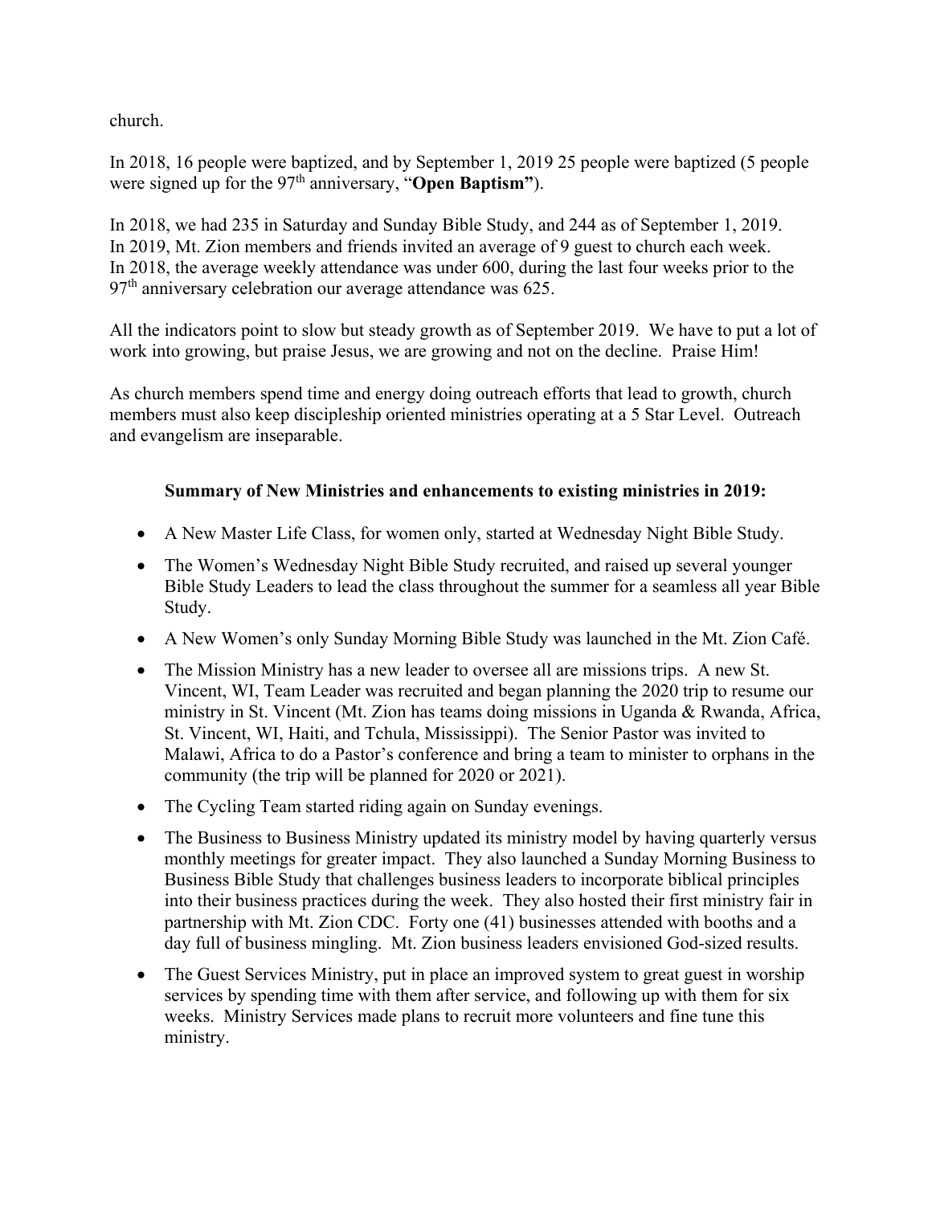church.

In 2018, 16 people were baptized, and by September 1, 2019 25 people were baptized (5 people were signed up for the 97th anniversary, "**Open Baptism"**).

In 2018, we had 235 in Saturday and Sunday Bible Study, and 244 as of September 1, 2019.
In 2019, Mt. Zion members and friends invited an average of 9 guest to church each week.
In 2018, the average weekly attendance was under 600, during the last four weeks prior to the 97th anniversary celebration our average attendance was 625.

All the indicators point to slow but steady growth as of September 2019. We have to put a lot of work into growing, but praise Jesus, we are growing and not on the decline. Praise Him!

As church members spend time and energy doing outreach efforts that lead to growth, church members must also keep discipleship oriented ministries operating at a 5 Star Level. Outreach and evangelism are inseparable.

**Summary of New Ministries and enhancements to existing ministries in 2019:**

- A New Master Life Class, for women only, started at Wednesday Night Bible Study.
- The Women's Wednesday Night Bible Study recruited, and raised up several younger Bible Study Leaders to lead the class throughout the summer for a seamless all year Bible Study.
- A New Women's only Sunday Morning Bible Study was launched in the Mt. Zion Café.
- The Mission Ministry has a new leader to oversee all are missions trips. A new St. Vincent, WI, Team Leader was recruited and began planning the 2020 trip to resume our ministry in St. Vincent (Mt. Zion has teams doing missions in Uganda & Rwanda, Africa, St. Vincent, WI, Haiti, and Tchula, Mississippi). The Senior Pastor was invited to Malawi, Africa to do a Pastor's conference and bring a team to minister to orphans in the community (the trip will be planned for 2020 or 2021).
- The Cycling Team started riding again on Sunday evenings.
- The Business to Business Ministry updated its ministry model by having quarterly versus monthly meetings for greater impact. They also launched a Sunday Morning Business to Business Bible Study that challenges business leaders to incorporate biblical principles into their business practices during the week. They also hosted their first ministry fair in partnership with Mt. Zion CDC. Forty one (41) businesses attended with booths and a day full of business mingling. Mt. Zion business leaders envisioned God-sized results.
- The Guest Services Ministry, put in place an improved system to great guest in worship services by spending time with them after service, and following up with them for six weeks. Ministry Services made plans to recruit more volunteers and fine tune this ministry.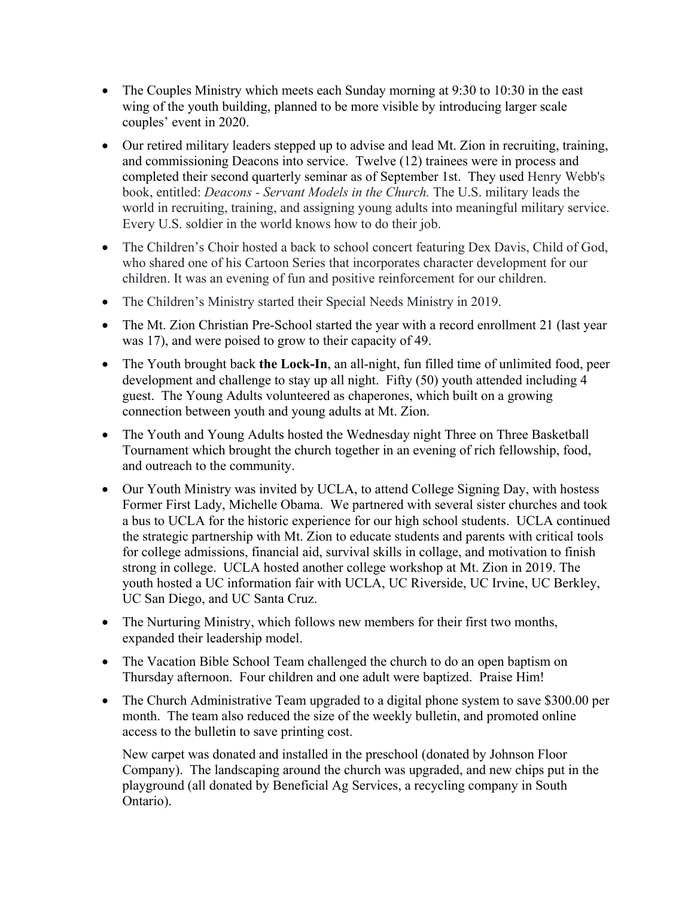- The Couples Ministry which meets each Sunday morning at 9:30 to 10:30 in the east wing of the youth building, planned to be more visible by introducing larger scale couples' event in 2020.
- Our retired military leaders stepped up to advise and lead Mt. Zion in recruiting, training, and commissioning Deacons into service. Twelve (12) trainees were in process and completed their second quarterly seminar as of September 1st. They used Henry Webb's book, entitled: *Deacons - Servant Models in the Church.* The U.S. military leads the world in recruiting, training, and assigning young adults into meaningful military service. Every U.S. soldier in the world knows how to do their job.
- The Children's Choir hosted a back to school concert featuring Dex Davis, Child of God, who shared one of his Cartoon Series that incorporates character development for our children. It was an evening of fun and positive reinforcement for our children.
- The Children's Ministry started their Special Needs Ministry in 2019.
- The Mt. Zion Christian Pre-School started the year with a record enrollment 21 (last year was 17), and were poised to grow to their capacity of 49.
- The Youth brought back **the Lock-In**, an all-night, fun filled time of unlimited food, peer development and challenge to stay up all night. Fifty (50) youth attended including 4 guest. The Young Adults volunteered as chaperones, which built on a growing connection between youth and young adults at Mt. Zion.
- The Youth and Young Adults hosted the Wednesday night Three on Three Basketball Tournament which brought the church together in an evening of rich fellowship, food, and outreach to the community.
- Our Youth Ministry was invited by UCLA, to attend College Signing Day, with hostess Former First Lady, Michelle Obama. We partnered with several sister churches and took a bus to UCLA for the historic experience for our high school students. UCLA continued the strategic partnership with Mt. Zion to educate students and parents with critical tools for college admissions, financial aid, survival skills in collage, and motivation to finish strong in college. UCLA hosted another college workshop at Mt. Zion in 2019. The youth hosted a UC information fair with UCLA, UC Riverside, UC Irvine, UC Berkley, UC San Diego, and UC Santa Cruz.
- The Nurturing Ministry, which follows new members for their first two months, expanded their leadership model.
- The Vacation Bible School Team challenged the church to do an open baptism on Thursday afternoon. Four children and one adult were baptized. Praise Him!
- The Church Administrative Team upgraded to a digital phone system to save $300.00 per month. The team also reduced the size of the weekly bulletin, and promoted online access to the bulletin to save printing cost.

  New carpet was donated and installed in the preschool (donated by Johnson Floor Company). The landscaping around the church was upgraded, and new chips put in the playground (all donated by Beneficial Ag Services, a recycling company in South Ontario).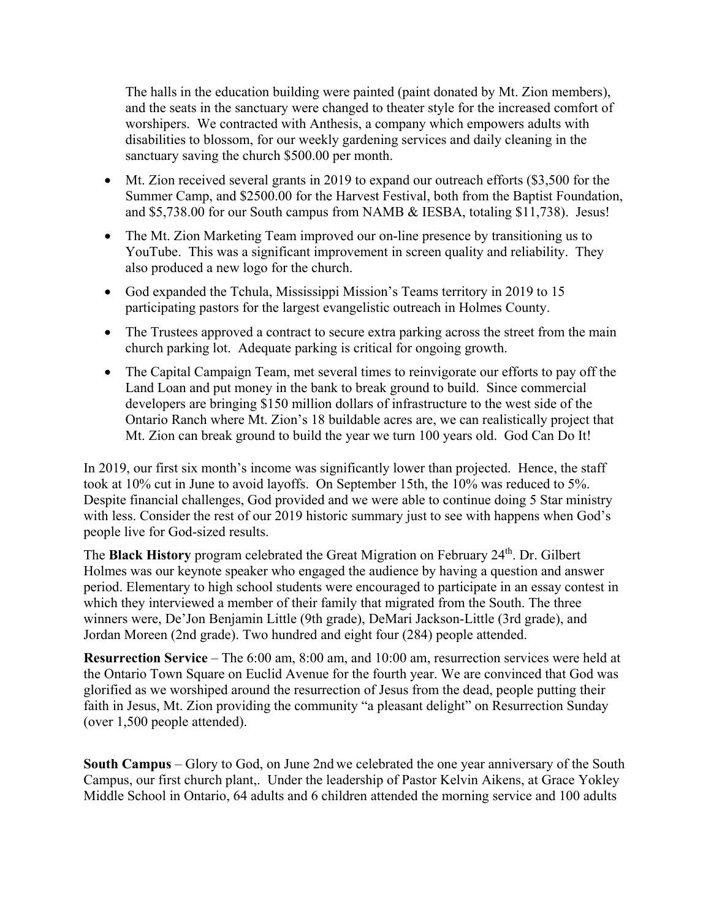The halls in the education building were painted (paint donated by Mt. Zion members), and the seats in the sanctuary were changed to theater style for the increased comfort of worshipers. We contracted with Anthesis, a company which empowers adults with disabilities to blossom, for our weekly gardening services and daily cleaning in the sanctuary saving the church $500.00 per month.

- Mt. Zion received several grants in 2019 to expand our outreach efforts ($3,500 for the Summer Camp, and $2500.00 for the Harvest Festival, both from the Baptist Foundation, and $5,738.00 for our South campus from NAMB & IESBA, totaling $11,738). Jesus!
- The Mt. Zion Marketing Team improved our on-line presence by transitioning us to YouTube. This was a significant improvement in screen quality and reliability. They also produced a new logo for the church.
- God expanded the Tchula, Mississippi Mission's Teams territory in 2019 to 15 participating pastors for the largest evangelistic outreach in Holmes County.
- The Trustees approved a contract to secure extra parking across the street from the main church parking lot. Adequate parking is critical for ongoing growth.
- The Capital Campaign Team, met several times to reinvigorate our efforts to pay off the Land Loan and put money in the bank to break ground to build. Since commercial developers are bringing $150 million dollars of infrastructure to the west side of the Ontario Ranch where Mt. Zion's 18 buildable acres are, we can realistically project that Mt. Zion can break ground to build the year we turn 100 years old. God Can Do It!

In 2019, our first six month's income was significantly lower than projected. Hence, the staff took at 10% cut in June to avoid layoffs. On September 15th, the 10% was reduced to 5%. Despite financial challenges, God provided and we were able to continue doing 5 Star ministry with less. Consider the rest of our 2019 historic summary just to see with happens when God's people live for God-sized results.

The **Black History** program celebrated the Great Migration on February 24th. Dr. Gilbert Holmes was our keynote speaker who engaged the audience by having a question and answer period. Elementary to high school students were encouraged to participate in an essay contest in which they interviewed a member of their family that migrated from the South. The three winners were, De'Jon Benjamin Little (9th grade), DeMari Jackson-Little (3rd grade), and Jordan Moreen (2nd grade). Two hundred and eight four (284) people attended.

**Resurrection Service** – The 6:00 am, 8:00 am, and 10:00 am, resurrection services were held at the Ontario Town Square on Euclid Avenue for the fourth year. We are convinced that God was glorified as we worshiped around the resurrection of Jesus from the dead, people putting their faith in Jesus, Mt. Zion providing the community "a pleasant delight" on Resurrection Sunday (over 1,500 people attended).

**South Campus** – Glory to God, on June 2nd we celebrated the one year anniversary of the South Campus, our first church plant,. Under the leadership of Pastor Kelvin Aikens, at Grace Yokley Middle School in Ontario, 64 adults and 6 children attended the morning service and 100 adults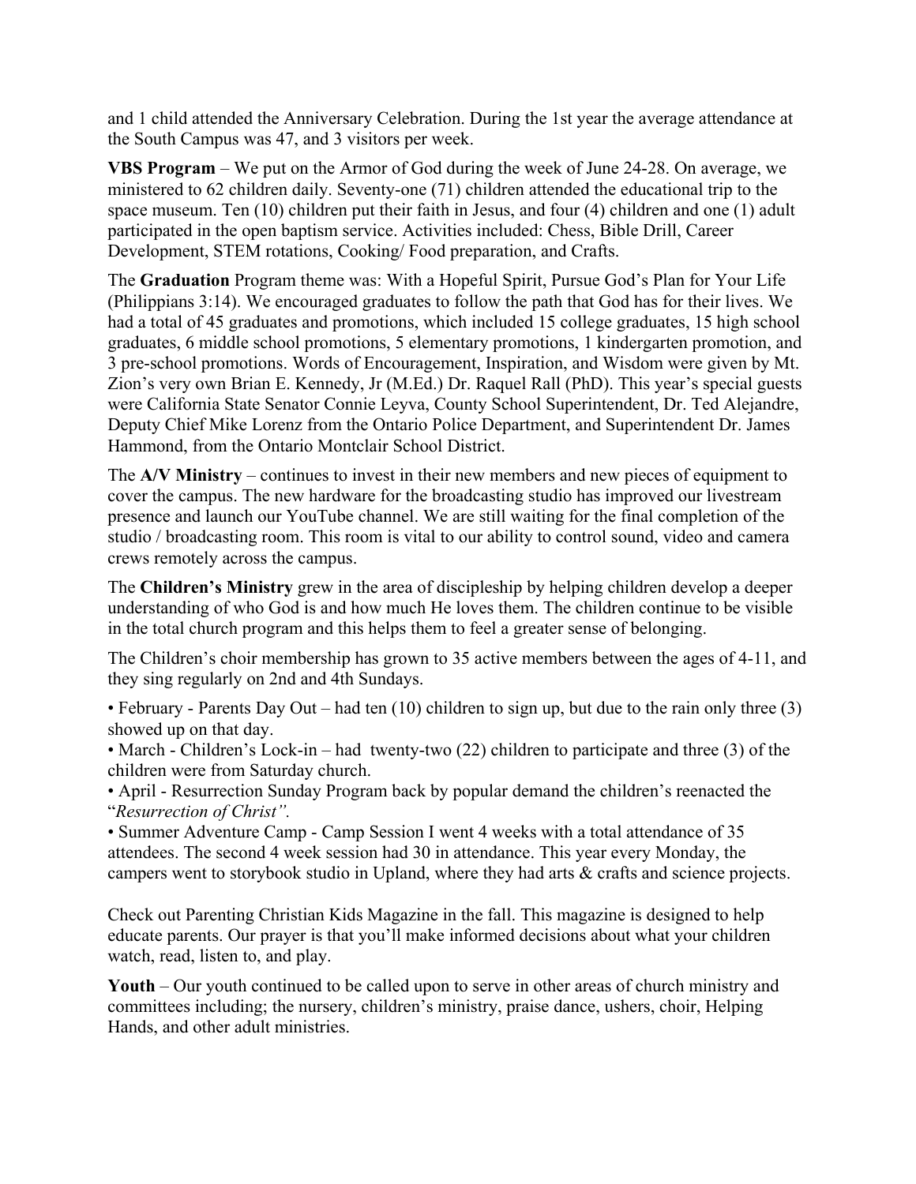and 1 child attended the Anniversary Celebration. During the 1st year the average attendance at the South Campus was 47, and 3 visitors per week.

**VBS Program** – We put on the Armor of God during the week of June 24-28. On average, we ministered to 62 children daily. Seventy-one (71) children attended the educational trip to the space museum. Ten (10) children put their faith in Jesus, and four (4) children and one (1) adult participated in the open baptism service. Activities included: Chess, Bible Drill, Career Development, STEM rotations, Cooking/ Food preparation, and Crafts.

The **Graduation** Program theme was: With a Hopeful Spirit, Pursue God's Plan for Your Life (Philippians 3:14). We encouraged graduates to follow the path that God has for their lives. We had a total of 45 graduates and promotions, which included 15 college graduates, 15 high school graduates, 6 middle school promotions, 5 elementary promotions, 1 kindergarten promotion, and 3 pre-school promotions. Words of Encouragement, Inspiration, and Wisdom were given by Mt. Zion's very own Brian E. Kennedy, Jr (M.Ed.) Dr. Raquel Rall (PhD). This year's special guests were California State Senator Connie Leyva, County School Superintendent, Dr. Ted Alejandre, Deputy Chief Mike Lorenz from the Ontario Police Department, and Superintendent Dr. James Hammond, from the Ontario Montclair School District.

The **A/V Ministry** – continues to invest in their new members and new pieces of equipment to cover the campus. The new hardware for the broadcasting studio has improved our livestream presence and launch our YouTube channel. We are still waiting for the final completion of the studio / broadcasting room. This room is vital to our ability to control sound, video and camera crews remotely across the campus.

The **Children's Ministry** grew in the area of discipleship by helping children develop a deeper understanding of who God is and how much He loves them. The children continue to be visible in the total church program and this helps them to feel a greater sense of belonging.

The Children's choir membership has grown to 35 active members between the ages of 4-11, and they sing regularly on 2nd and 4th Sundays.

- February - Parents Day Out – had ten (10) children to sign up, but due to the rain only three (3) showed up on that day.
- March - Children's Lock-in – had twenty-two (22) children to participate and three (3) of the children were from Saturday church.
- April - Resurrection Sunday Program back by popular demand the children's reenacted the "*Resurrection of Christ".*
- Summer Adventure Camp - Camp Session I went 4 weeks with a total attendance of 35 attendees. The second 4 week session had 30 in attendance. This year every Monday, the campers went to storybook studio in Upland, where they had arts & crafts and science projects.

Check out Parenting Christian Kids Magazine in the fall. This magazine is designed to help educate parents. Our prayer is that you'll make informed decisions about what your children watch, read, listen to, and play.

**Youth** – Our youth continued to be called upon to serve in other areas of church ministry and committees including; the nursery, children's ministry, praise dance, ushers, choir, Helping Hands, and other adult ministries.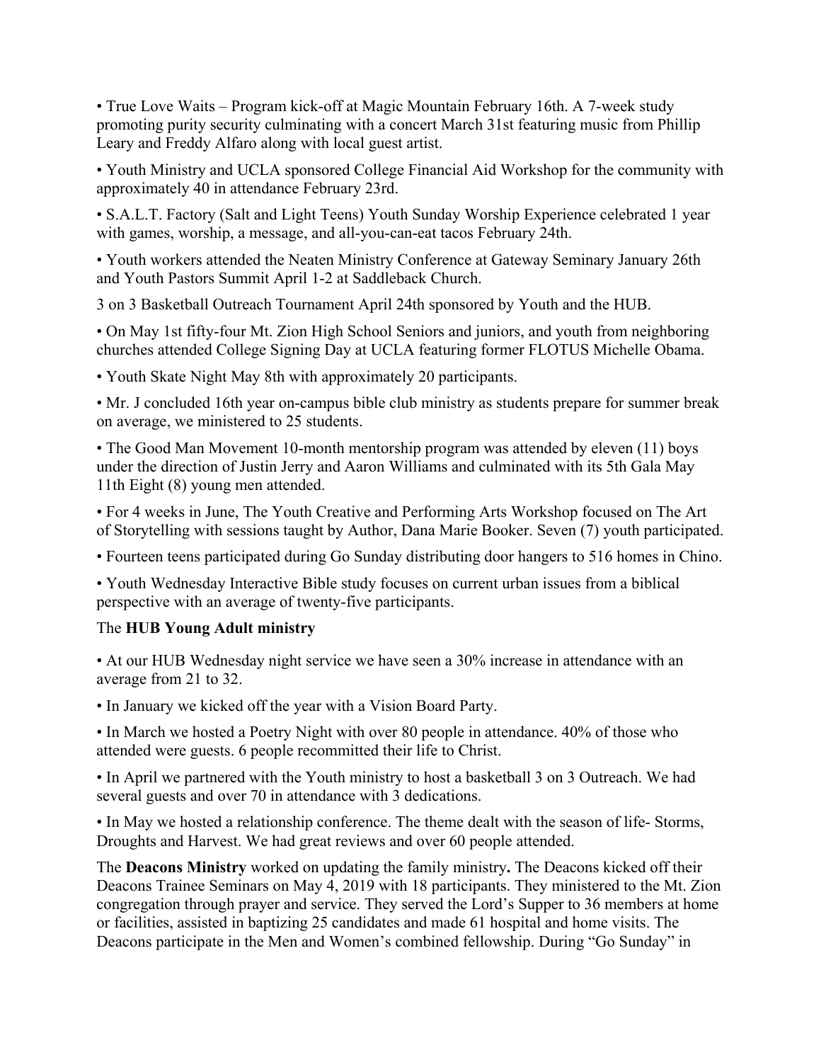• True Love Waits – Program kick-off at Magic Mountain February 16th. A 7-week study promoting purity security culminating with a concert March 31st featuring music from Phillip Leary and Freddy Alfaro along with local guest artist.

• Youth Ministry and UCLA sponsored College Financial Aid Workshop for the community with approximately 40 in attendance February 23rd.

• S.A.L.T. Factory (Salt and Light Teens) Youth Sunday Worship Experience celebrated 1 year with games, worship, a message, and all-you-can-eat tacos February 24th.

• Youth workers attended the Neaten Ministry Conference at Gateway Seminary January 26th and Youth Pastors Summit April 1-2 at Saddleback Church.

3 on 3 Basketball Outreach Tournament April 24th sponsored by Youth and the HUB.

• On May 1st fifty-four Mt. Zion High School Seniors and juniors, and youth from neighboring churches attended College Signing Day at UCLA featuring former FLOTUS Michelle Obama.

• Youth Skate Night May 8th with approximately 20 participants.

• Mr. J concluded 16th year on-campus bible club ministry as students prepare for summer break on average, we ministered to 25 students.

• The Good Man Movement 10-month mentorship program was attended by eleven (11) boys under the direction of Justin Jerry and Aaron Williams and culminated with its 5th Gala May 11th Eight (8) young men attended.

• For 4 weeks in June, The Youth Creative and Performing Arts Workshop focused on The Art of Storytelling with sessions taught by Author, Dana Marie Booker. Seven (7) youth participated.

• Fourteen teens participated during Go Sunday distributing door hangers to 516 homes in Chino.

• Youth Wednesday Interactive Bible study focuses on current urban issues from a biblical perspective with an average of twenty-five participants.

The **HUB Young Adult ministry**

• At our HUB Wednesday night service we have seen a 30% increase in attendance with an average from 21 to 32.

• In January we kicked off the year with a Vision Board Party.

• In March we hosted a Poetry Night with over 80 people in attendance. 40% of those who attended were guests. 6 people recommitted their life to Christ.

• In April we partnered with the Youth ministry to host a basketball 3 on 3 Outreach. We had several guests and over 70 in attendance with 3 dedications.

• In May we hosted a relationship conference. The theme dealt with the season of life- Storms, Droughts and Harvest. We had great reviews and over 60 people attended.

The **Deacons Ministry** worked on updating the family ministry**.** The Deacons kicked off their Deacons Trainee Seminars on May 4, 2019 with 18 participants. They ministered to the Mt. Zion congregation through prayer and service. They served the Lord's Supper to 36 members at home or facilities, assisted in baptizing 25 candidates and made 61 hospital and home visits. The Deacons participate in the Men and Women's combined fellowship. During "Go Sunday" in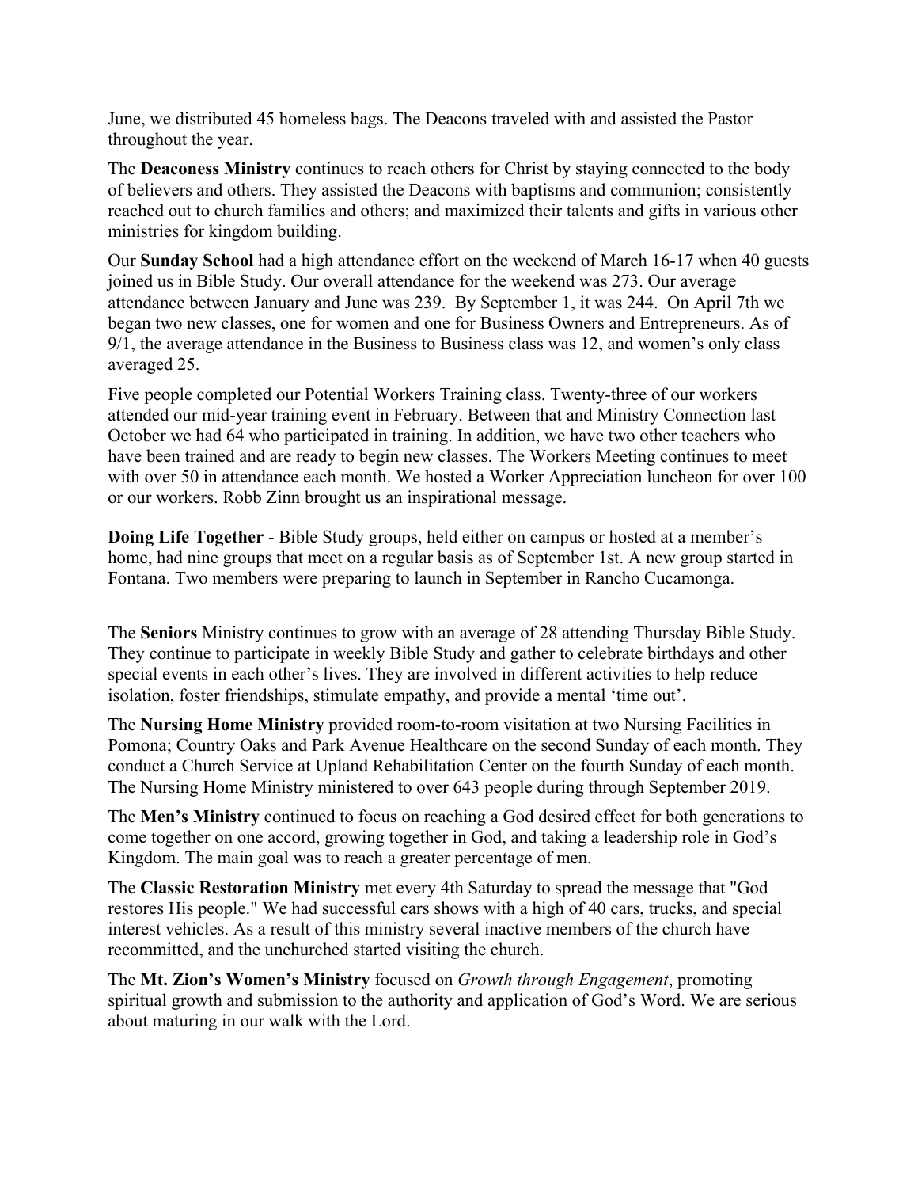June, we distributed 45 homeless bags. The Deacons traveled with and assisted the Pastor throughout the year.

The **Deaconess Ministry** continues to reach others for Christ by staying connected to the body of believers and others. They assisted the Deacons with baptisms and communion; consistently reached out to church families and others; and maximized their talents and gifts in various other ministries for kingdom building.

Our **Sunday School** had a high attendance effort on the weekend of March 16-17 when 40 guests joined us in Bible Study. Our overall attendance for the weekend was 273. Our average attendance between January and June was 239. By September 1, it was 244. On April 7th we began two new classes, one for women and one for Business Owners and Entrepreneurs. As of 9/1, the average attendance in the Business to Business class was 12, and women's only class averaged 25.

Five people completed our Potential Workers Training class. Twenty-three of our workers attended our mid-year training event in February. Between that and Ministry Connection last October we had 64 who participated in training. In addition, we have two other teachers who have been trained and are ready to begin new classes. The Workers Meeting continues to meet with over 50 in attendance each month. We hosted a Worker Appreciation luncheon for over 100 or our workers. Robb Zinn brought us an inspirational message.

**Doing Life Together** - Bible Study groups, held either on campus or hosted at a member's home, had nine groups that meet on a regular basis as of September 1st. A new group started in Fontana. Two members were preparing to launch in September in Rancho Cucamonga.

The **Seniors** Ministry continues to grow with an average of 28 attending Thursday Bible Study. They continue to participate in weekly Bible Study and gather to celebrate birthdays and other special events in each other's lives. They are involved in different activities to help reduce isolation, foster friendships, stimulate empathy, and provide a mental 'time out'.

The **Nursing Home Ministry** provided room-to-room visitation at two Nursing Facilities in Pomona; Country Oaks and Park Avenue Healthcare on the second Sunday of each month. They conduct a Church Service at Upland Rehabilitation Center on the fourth Sunday of each month. The Nursing Home Ministry ministered to over 643 people during through September 2019.

The **Men's Ministry** continued to focus on reaching a God desired effect for both generations to come together on one accord, growing together in God, and taking a leadership role in God's Kingdom. The main goal was to reach a greater percentage of men.

The **Classic Restoration Ministry** met every 4th Saturday to spread the message that "God restores His people." We had successful cars shows with a high of 40 cars, trucks, and special interest vehicles. As a result of this ministry several inactive members of the church have recommitted, and the unchurched started visiting the church.

The **Mt. Zion's Women's Ministry** focused on *Growth through Engagement*, promoting spiritual growth and submission to the authority and application of God's Word. We are serious about maturing in our walk with the Lord.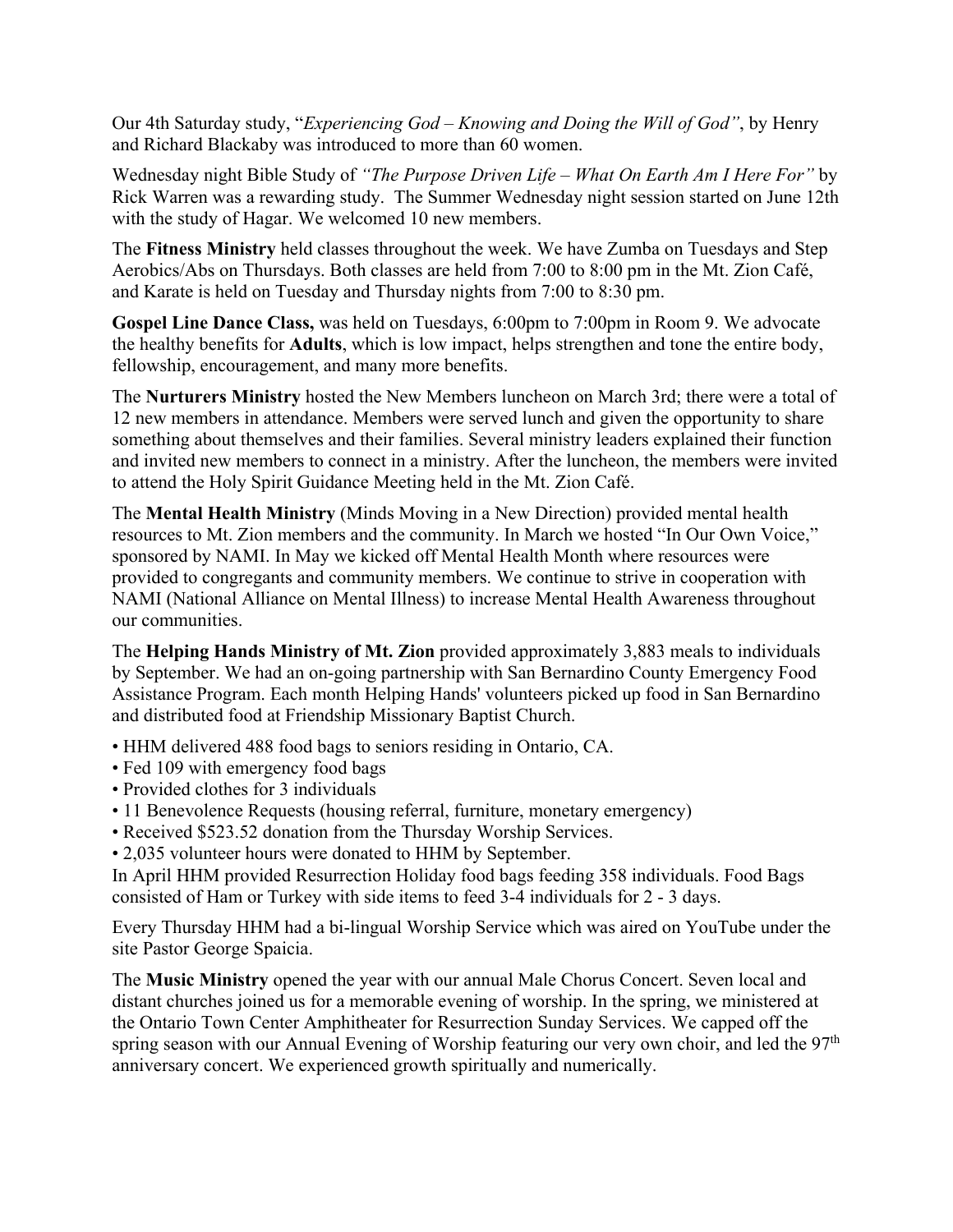Our 4th Saturday study, "*Experiencing God – Knowing and Doing the Will of God"*, by Henry and Richard Blackaby was introduced to more than 60 women.

Wednesday night Bible Study of *"The Purpose Driven Life – What On Earth Am I Here For"* by Rick Warren was a rewarding study. The Summer Wednesday night session started on June 12th with the study of Hagar. We welcomed 10 new members.

The **Fitness Ministry** held classes throughout the week. We have Zumba on Tuesdays and Step Aerobics/Abs on Thursdays. Both classes are held from 7:00 to 8:00 pm in the Mt. Zion Café, and Karate is held on Tuesday and Thursday nights from 7:00 to 8:30 pm.

**Gospel Line Dance Class,** was held on Tuesdays, 6:00pm to 7:00pm in Room 9. We advocate the healthy benefits for **Adults**, which is low impact, helps strengthen and tone the entire body, fellowship, encouragement, and many more benefits.

The **Nurturers Ministry** hosted the New Members luncheon on March 3rd; there were a total of 12 new members in attendance. Members were served lunch and given the opportunity to share something about themselves and their families. Several ministry leaders explained their function and invited new members to connect in a ministry. After the luncheon, the members were invited to attend the Holy Spirit Guidance Meeting held in the Mt. Zion Café.

The **Mental Health Ministry** (Minds Moving in a New Direction) provided mental health resources to Mt. Zion members and the community. In March we hosted "In Our Own Voice," sponsored by NAMI. In May we kicked off Mental Health Month where resources were provided to congregants and community members. We continue to strive in cooperation with NAMI (National Alliance on Mental Illness) to increase Mental Health Awareness throughout our communities.

The **Helping Hands Ministry of Mt. Zion** provided approximately 3,883 meals to individuals by September. We had an on-going partnership with San Bernardino County Emergency Food Assistance Program. Each month Helping Hands' volunteers picked up food in San Bernardino and distributed food at Friendship Missionary Baptist Church.

- HHM delivered 488 food bags to seniors residing in Ontario, CA.
- Fed 109 with emergency food bags
- Provided clothes for 3 individuals
- 11 Benevolence Requests (housing referral, furniture, monetary emergency)
- Received $523.52 donation from the Thursday Worship Services.
- 2,035 volunteer hours were donated to HHM by September.

In April HHM provided Resurrection Holiday food bags feeding 358 individuals. Food Bags consisted of Ham or Turkey with side items to feed 3-4 individuals for 2 - 3 days.

Every Thursday HHM had a bi-lingual Worship Service which was aired on YouTube under the site Pastor George Spaicia.

The **Music Ministry** opened the year with our annual Male Chorus Concert. Seven local and distant churches joined us for a memorable evening of worship. In the spring, we ministered at the Ontario Town Center Amphitheater for Resurrection Sunday Services. We capped off the spring season with our Annual Evening of Worship featuring our very own choir, and led the 97th anniversary concert. We experienced growth spiritually and numerically.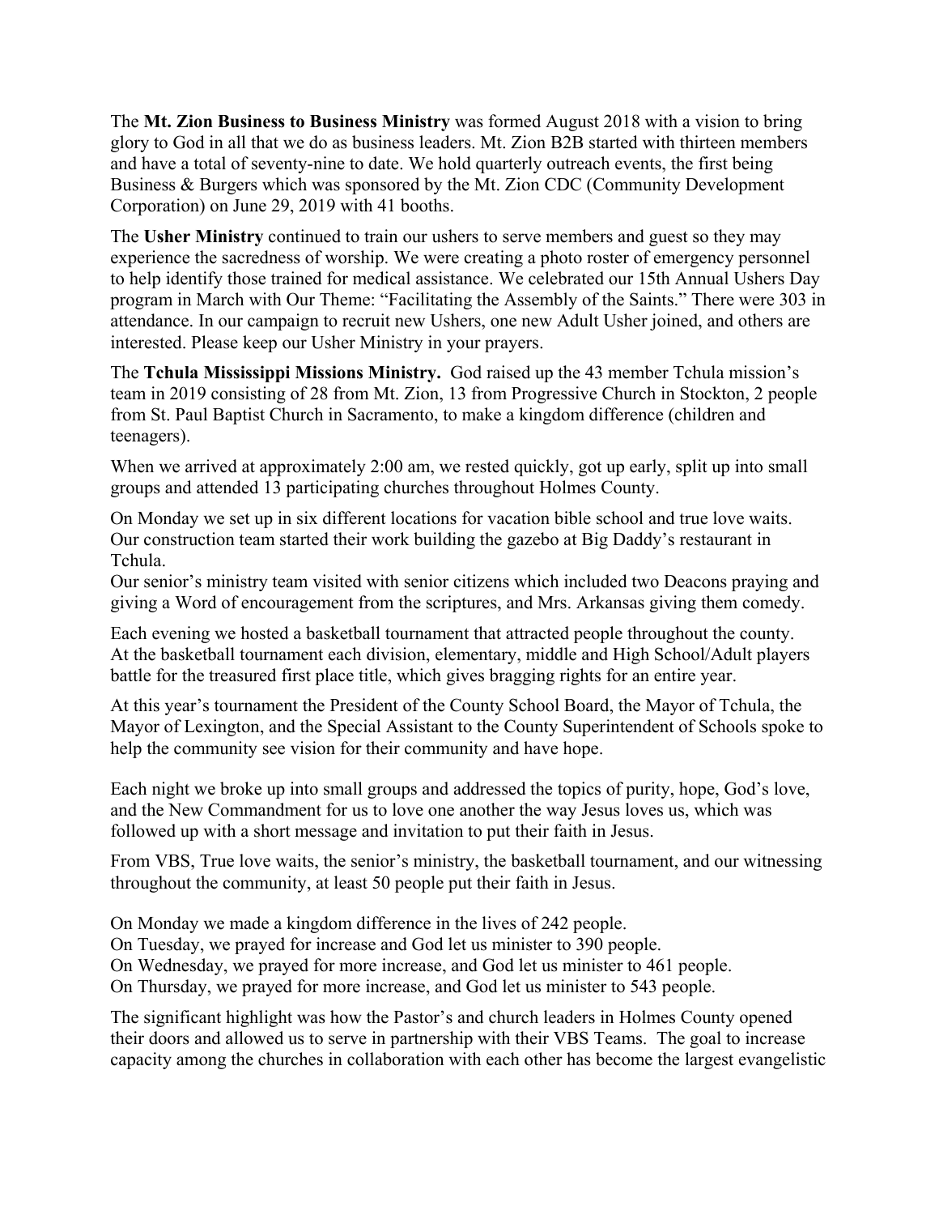The **Mt. Zion Business to Business Ministry** was formed August 2018 with a vision to bring glory to God in all that we do as business leaders. Mt. Zion B2B started with thirteen members and have a total of seventy-nine to date. We hold quarterly outreach events, the first being Business & Burgers which was sponsored by the Mt. Zion CDC (Community Development Corporation) on June 29, 2019 with 41 booths.

The **Usher Ministry** continued to train our ushers to serve members and guest so they may experience the sacredness of worship. We were creating a photo roster of emergency personnel to help identify those trained for medical assistance. We celebrated our 15th Annual Ushers Day program in March with Our Theme: "Facilitating the Assembly of the Saints." There were 303 in attendance. In our campaign to recruit new Ushers, one new Adult Usher joined, and others are interested. Please keep our Usher Ministry in your prayers.

The **Tchula Mississippi Missions Ministry.** God raised up the 43 member Tchula mission's team in 2019 consisting of 28 from Mt. Zion, 13 from Progressive Church in Stockton, 2 people from St. Paul Baptist Church in Sacramento, to make a kingdom difference (children and teenagers).

When we arrived at approximately 2:00 am, we rested quickly, got up early, split up into small groups and attended 13 participating churches throughout Holmes County.

On Monday we set up in six different locations for vacation bible school and true love waits. Our construction team started their work building the gazebo at Big Daddy's restaurant in Tchula.
Our senior's ministry team visited with senior citizens which included two Deacons praying and giving a Word of encouragement from the scriptures, and Mrs. Arkansas giving them comedy.

Each evening we hosted a basketball tournament that attracted people throughout the county. At the basketball tournament each division, elementary, middle and High School/Adult players battle for the treasured first place title, which gives bragging rights for an entire year.

At this year's tournament the President of the County School Board, the Mayor of Tchula, the Mayor of Lexington, and the Special Assistant to the County Superintendent of Schools spoke to help the community see vision for their community and have hope.

Each night we broke up into small groups and addressed the topics of purity, hope, God's love, and the New Commandment for us to love one another the way Jesus loves us, which was followed up with a short message and invitation to put their faith in Jesus.

From VBS, True love waits, the senior's ministry, the basketball tournament, and our witnessing throughout the community, at least 50 people put their faith in Jesus.

On Monday we made a kingdom difference in the lives of 242 people.
On Tuesday, we prayed for increase and God let us minister to 390 people.
On Wednesday, we prayed for more increase, and God let us minister to 461 people.
On Thursday, we prayed for more increase, and God let us minister to 543 people.

The significant highlight was how the Pastor's and church leaders in Holmes County opened their doors and allowed us to serve in partnership with their VBS Teams. The goal to increase capacity among the churches in collaboration with each other has become the largest evangelistic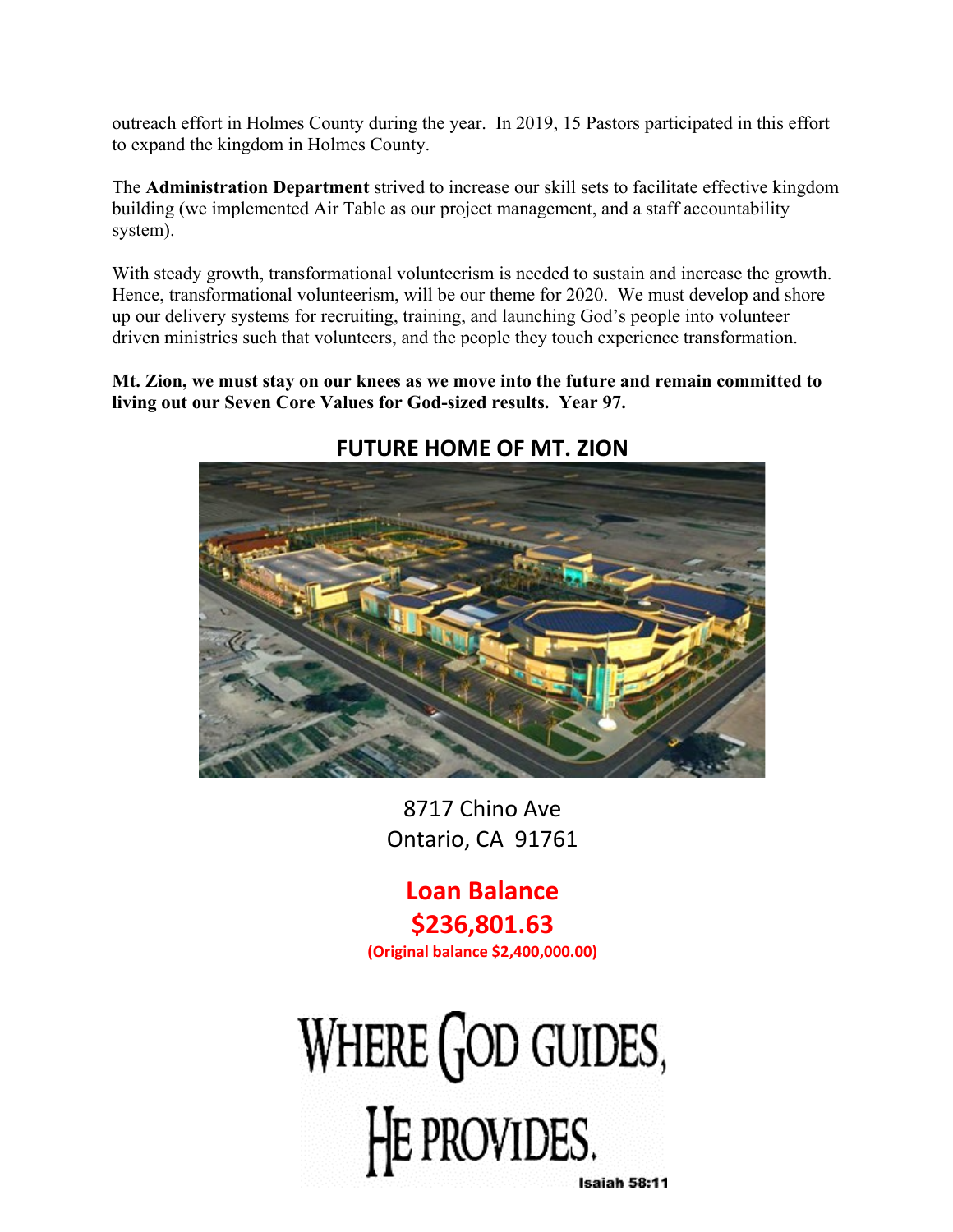outreach effort in Holmes County during the year. In 2019, 15 Pastors participated in this effort to expand the kingdom in Holmes County.

The **Administration Department** strived to increase our skill sets to facilitate effective kingdom building (we implemented Air Table as our project management, and a staff accountability system).

With steady growth, transformational volunteerism is needed to sustain and increase the growth. Hence, transformational volunteerism, will be our theme for 2020. We must develop and shore up our delivery systems for recruiting, training, and launching God's people into volunteer driven ministries such that volunteers, and the people they touch experience transformation.

**Mt. Zion, we must stay on our knees as we move into the future and remain committed to living out our Seven Core Values for God-sized results. Year 97.**

## FUTURE HOME OF MT. ZION

8717 Chino Ave
Ontario, CA 91761

**Loan Balance**
**$236,801.63**
**(Original balance $2,400,000.00)**

WHERE GOD GUIDES,
HE PROVIDES.
Isaiah 58:11